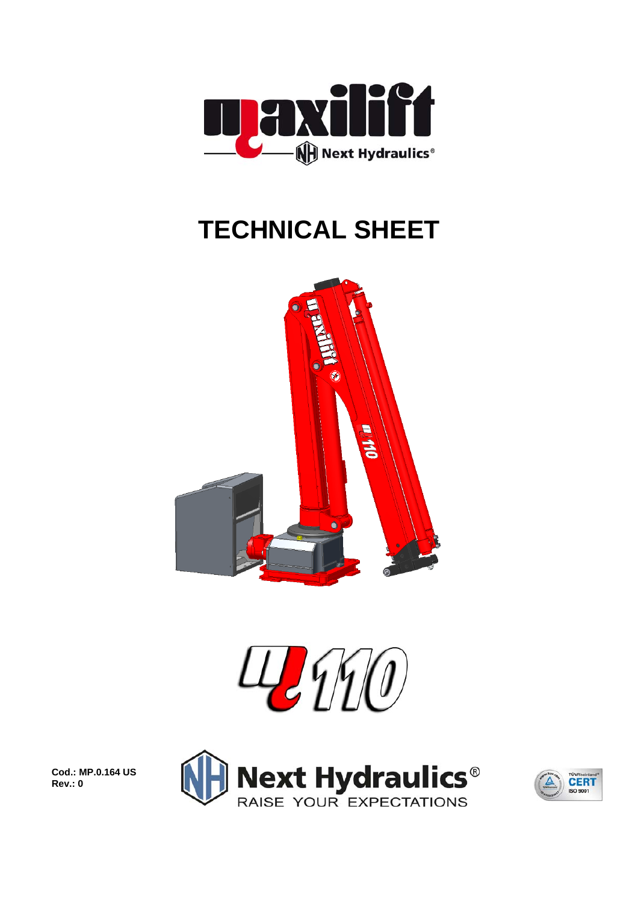# TECHNICAL SHEET

Cod.: MP.0.164 US
Rev.: 0

Next Hydraulics®
RAISE YOUR EXPECTATIONS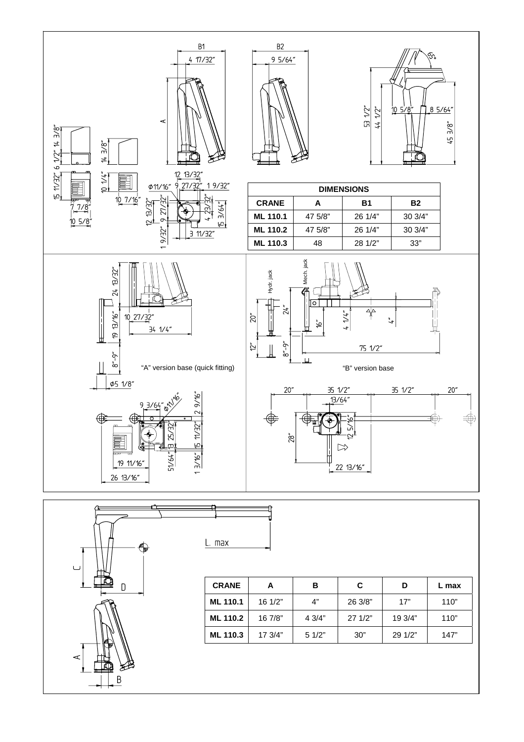| DIMENSIONS | | | |
|---|---|---|---|
| CRANE | A | B1 | B2 |
| ML 110.1 | 47 5/8" | 26 1/4" | 30 3/4" |
| ML 110.2 | 47 5/8" | 26 1/4" | 30 3/4" |
| ML 110.3 | 48 | 28 1/2" | 33" |

"A" version base (quick fitting)

"B" version base

| CRANE | A | B | C | D | L max |
|---|---|---|---|---|---|
| ML 110.1 | 16 1/2" | 4" | 26 3/8" | 17" | 110" |
| ML 110.2 | 16 7/8" | 4 3/4" | 27 1/2" | 19 3/4" | 110" |
| ML 110.3 | 17 3/4" | 5 1/2" | 30" | 29 1/2" | 147" |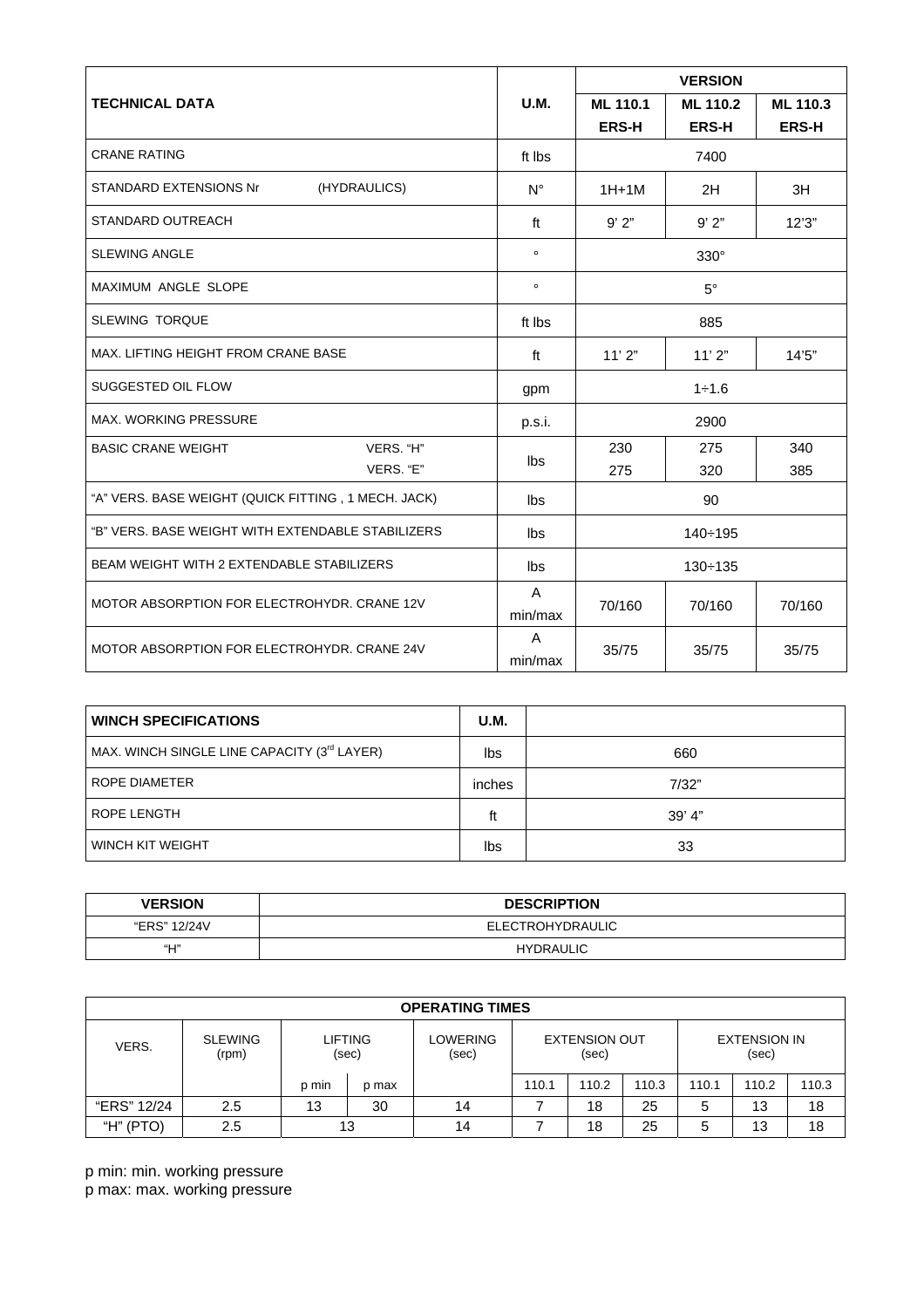| TECHNICAL DATA | U.M. | VERSION | | |
|---|---|---|---|---|
| | | ML 110.1 ERS-H | ML 110.2 ERS-H | ML 110.3 ERS-H |
| CRANE RATING | ft lbs | 7400 | | |
| STANDARD EXTENSIONS Nr (HYDRAULICS) | N° | 1H+1M | 2H | 3H |
| STANDARD OUTREACH | ft | 9' 2" | 9' 2" | 12'3" |
| SLEWING ANGLE | ° | 330° | | |
| MAXIMUM ANGLE SLOPE | ° | 5° | | |
| SLEWING TORQUE | ft lbs | 885 | | |
| MAX. LIFTING HEIGHT FROM CRANE BASE | ft | 11' 2" | 11' 2" | 14'5" |
| SUGGESTED OIL FLOW | gpm | 1÷1.6 | | |
| MAX. WORKING PRESSURE | p.s.i. | 2900 | | |
| BASIC CRANE WEIGHT VERS. "H" | lbs | 230 | 275 | 340 |
| BASIC CRANE WEIGHT VERS. "E" | lbs | 275 | 320 | 385 |
| "A" VERS. BASE WEIGHT (QUICK FITTING , 1 MECH. JACK) | lbs | 90 | | |
| "B" VERS. BASE WEIGHT WITH EXTENDABLE STABILIZERS | lbs | 140÷195 | | |
| BEAM WEIGHT WITH 2 EXTENDABLE STABILIZERS | lbs | 130÷135 | | |
| MOTOR ABSORPTION FOR ELECTROHYDR. CRANE 12V | A min/max | 70/160 | 70/160 | 70/160 |
| MOTOR ABSORPTION FOR ELECTROHYDR. CRANE 24V | A min/max | 35/75 | 35/75 | 35/75 |

| WINCH SPECIFICATIONS | U.M. | |
|---|---|---|
| MAX. WINCH SINGLE LINE CAPACITY (3rd LAYER) | lbs | 660 |
| ROPE DIAMETER | inches | 7/32" |
| ROPE LENGTH | ft | 39' 4" |
| WINCH KIT WEIGHT | lbs | 33 |

| VERSION | DESCRIPTION |
|---|---|
| "ERS" 12/24V | ELECTROHYDRAULIC |
| "H" | HYDRAULIC |

| OPERATING TIMES | | | | | | | | | | |
|---|---|---|---|---|---|---|---|---|---|---|
| VERS. | SLEWING (rpm) | LIFTING (sec) | | LOWERING (sec) | EXTENSION OUT (sec) | | | EXTENSION IN (sec) | | |
| | | p min | p max | | 110.1 | 110.2 | 110.3 | 110.1 | 110.2 | 110.3 |
| "ERS" 12/24 | 2.5 | 13 | 30 | 14 | 7 | 18 | 25 | 5 | 13 | 18 |
| "H" (PTO) | 2.5 | 13 | | 14 | 7 | 18 | 25 | 5 | 13 | 18 |

p min: min. working pressure
p max: max. working pressure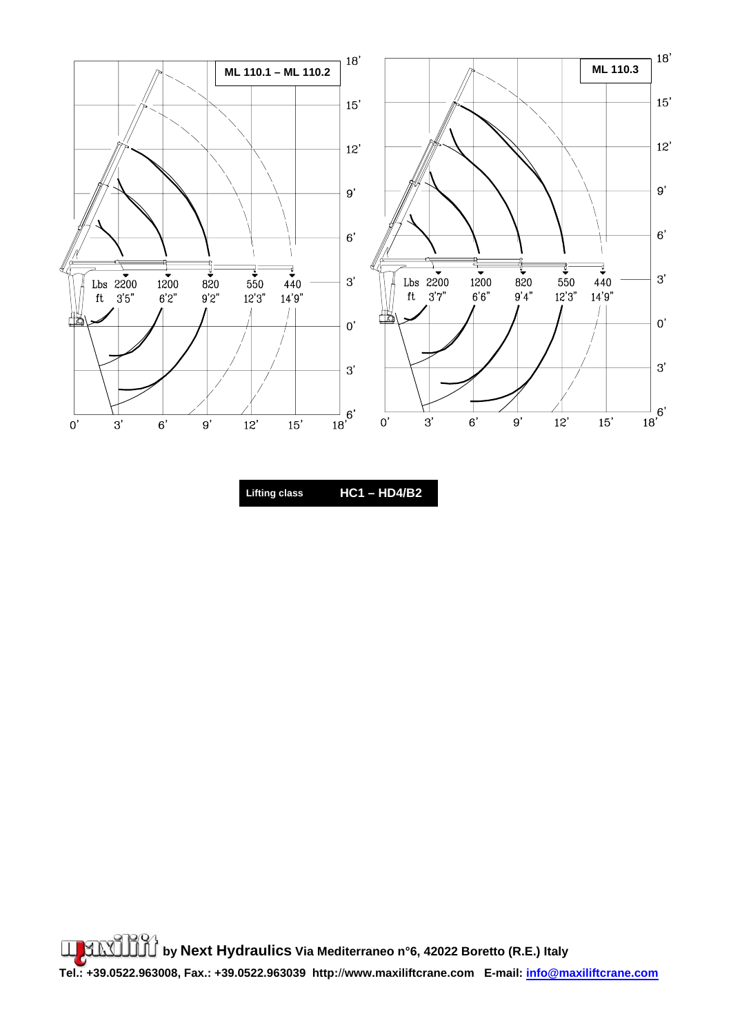ML 110.1 – ML 110.2

18'
15'
12'
9'
6'
3'
0'
3'
6'

Lbs 2200 1200 820 550 440

ft 3'5" 6'2" 9'2" 12'3" 14'9"

0' 3' 6' 9' 12' 15' 18'

ML 110.3

18'
15'
12'
9'
6'
3'
0'
3'
6'

Lbs 2200 1200 820 550 440

ft 3'7" 6'6" 9'4" 12'3" 14'9"

0' 3' 6' 9' 12' 15' 18'

| Lifting class | HC1 – HD4/B2 |
|---|---|

maxilift **by Next Hydraulics Via Mediterraneo n°6, 42022 Boretto (R.E.) Italy**

**Tel.: +39.0522.963008, Fax.: +39.0522.963039 http://www.maxiliftcrane.com E-mail: info@maxiliftcrane.com**